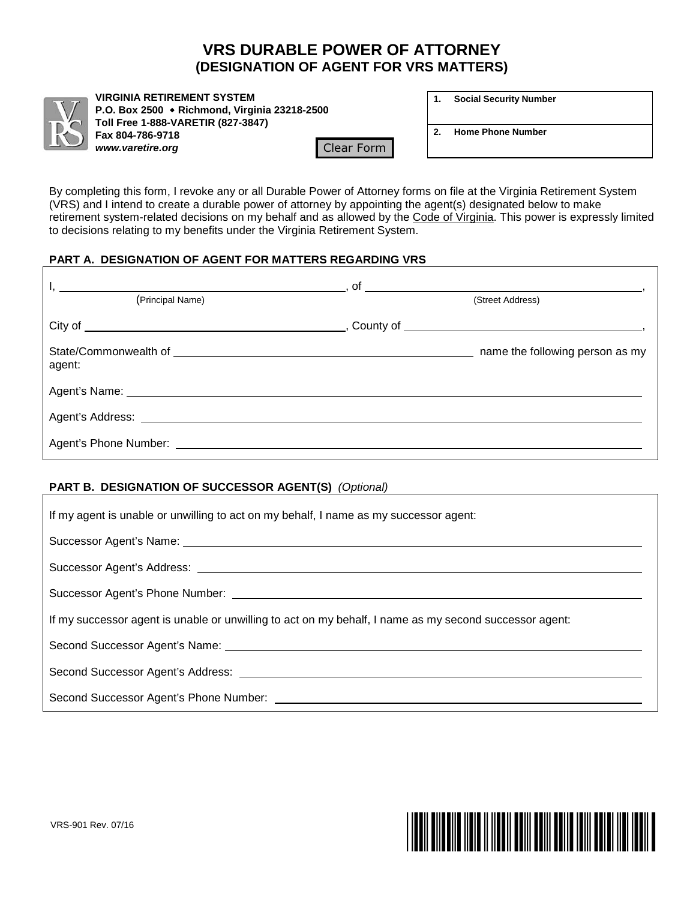# VRS DURABLE POWER OF ATTORNEY
## (DESIGNATION OF AGENT FOR VRS MATTERS)

**VIRGINIA RETIREMENT SYSTEM**
**P.O. Box 2500 ◆ Richmond, Virginia 23218-2500**
**Toll Free 1-888-VARETIR (827-3847)**
**Fax 804-786-9718**
***www.varetire.org***

Clear Form

| | |
|---|---|
| **1. Social Security Number** | |
| **2. Home Phone Number** | |

By completing this form, I revoke any or all Durable Power of Attorney forms on file at the Virginia Retirement System (VRS) and I intend to create a durable power of attorney by appointing the agent(s) designated below to make retirement system-related decisions on my behalf and as allowed by the Code of Virginia. This power is expressly limited to decisions relating to my benefits under the Virginia Retirement System.

### PART A. DESIGNATION OF AGENT FOR MATTERS REGARDING VRS

I, ______________________________ (Principal Name), of ______________________________ (Street Address),

City of ______________________________, County of ______________________________,

State/Commonwealth of ______________________________ name the following person as my agent:

Agent's Name: ______________________________

Agent's Address: ______________________________

Agent's Phone Number: ______________________________

### PART B. DESIGNATION OF SUCCESSOR AGENT(S) *(Optional)*

If my agent is unable or unwilling to act on my behalf, I name as my successor agent:

Successor Agent's Name: ______________________________

Successor Agent's Address: ______________________________

Successor Agent's Phone Number: ______________________________

If my successor agent is unable or unwilling to act on my behalf, I name as my second successor agent:

Second Successor Agent's Name: ______________________________

Second Successor Agent's Address: ______________________________

Second Successor Agent's Phone Number: ______________________________

VRS-901 Rev. 07/16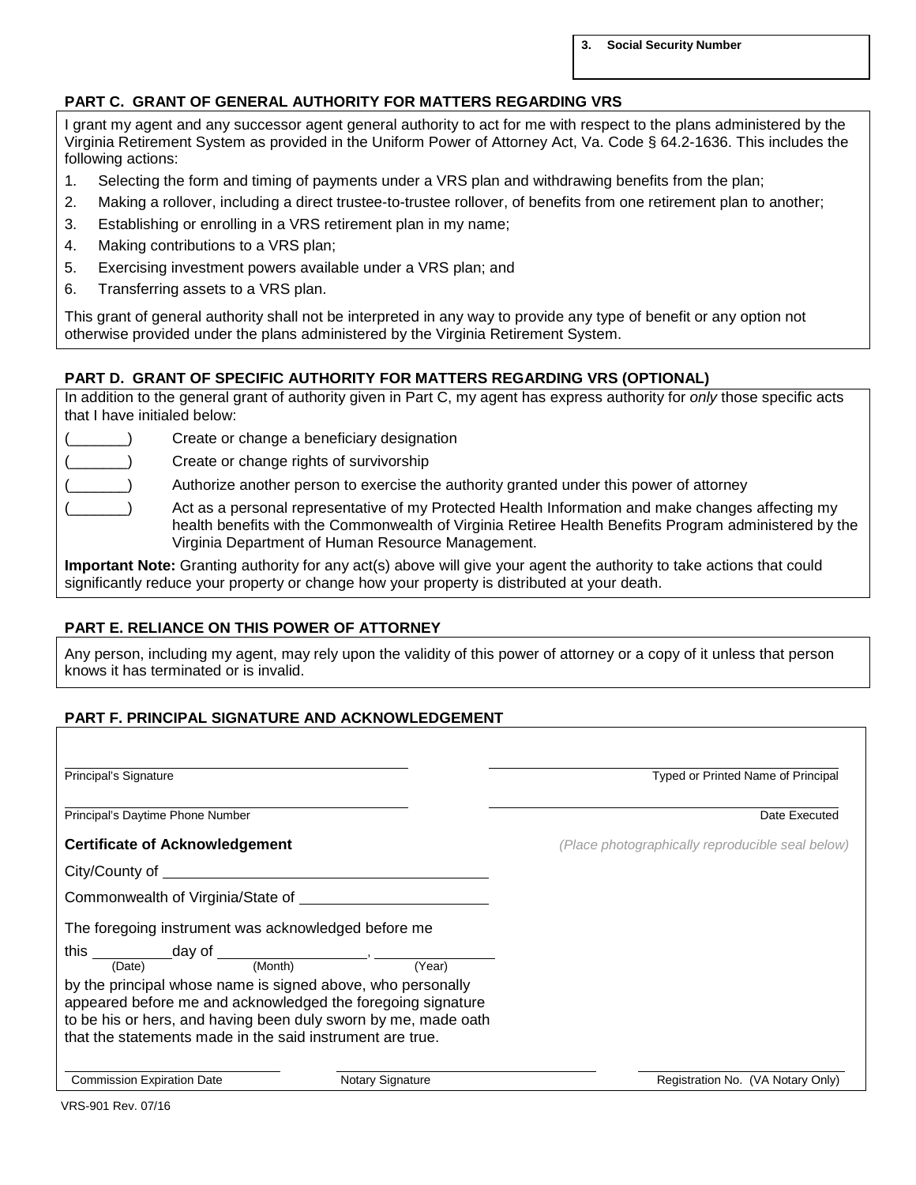**3. Social Security Number**

## PART C. GRANT OF GENERAL AUTHORITY FOR MATTERS REGARDING VRS

I grant my agent and any successor agent general authority to act for me with respect to the plans administered by the Virginia Retirement System as provided in the Uniform Power of Attorney Act, Va. Code § 64.2-1636. This includes the following actions:

1. Selecting the form and timing of payments under a VRS plan and withdrawing benefits from the plan;
2. Making a rollover, including a direct trustee-to-trustee rollover, of benefits from one retirement plan to another;
3. Establishing or enrolling in a VRS retirement plan in my name;
4. Making contributions to a VRS plan;
5. Exercising investment powers available under a VRS plan; and
6. Transferring assets to a VRS plan.

This grant of general authority shall not be interpreted in any way to provide any type of benefit or any option not otherwise provided under the plans administered by the Virginia Retirement System.

## PART D. GRANT OF SPECIFIC AUTHORITY FOR MATTERS REGARDING VRS (OPTIONAL)

In addition to the general grant of authority given in Part C, my agent has express authority for *only* those specific acts that I have initialed below:

(_______) Create or change a beneficiary designation

(_______) Create or change rights of survivorship

(_______) Authorize another person to exercise the authority granted under this power of attorney

(_______) Act as a personal representative of my Protected Health Information and make changes affecting my health benefits with the Commonwealth of Virginia Retiree Health Benefits Program administered by the Virginia Department of Human Resource Management.

**Important Note:** Granting authority for any act(s) above will give your agent the authority to take actions that could significantly reduce your property or change how your property is distributed at your death.

## PART E. RELIANCE ON THIS POWER OF ATTORNEY

Any person, including my agent, may rely upon the validity of this power of attorney or a copy of it unless that person knows it has terminated or is invalid.

## PART F. PRINCIPAL SIGNATURE AND ACKNOWLEDGEMENT

______________________________ Principal's Signature

______________________________ Typed or Printed Name of Principal

______________________________ Principal's Daytime Phone Number

______________________________ Date Executed

**Certificate of Acknowledgement**

*(Place photographically reproducible seal below)*

City/County of ______________________________

Commonwealth of Virginia/State of ____________________

The foregoing instrument was acknowledged before me

this ________ (Date) day of ______________ (Month), __________ (Year)

by the principal whose name is signed above, who personally appeared before me and acknowledged the foregoing signature to be his or hers, and having been duly sworn by me, made oath that the statements made in the said instrument are true.

______________________________ Commission Expiration Date

______________________________ Notary Signature

______________________________ Registration No. (VA Notary Only)

VRS-901 Rev. 07/16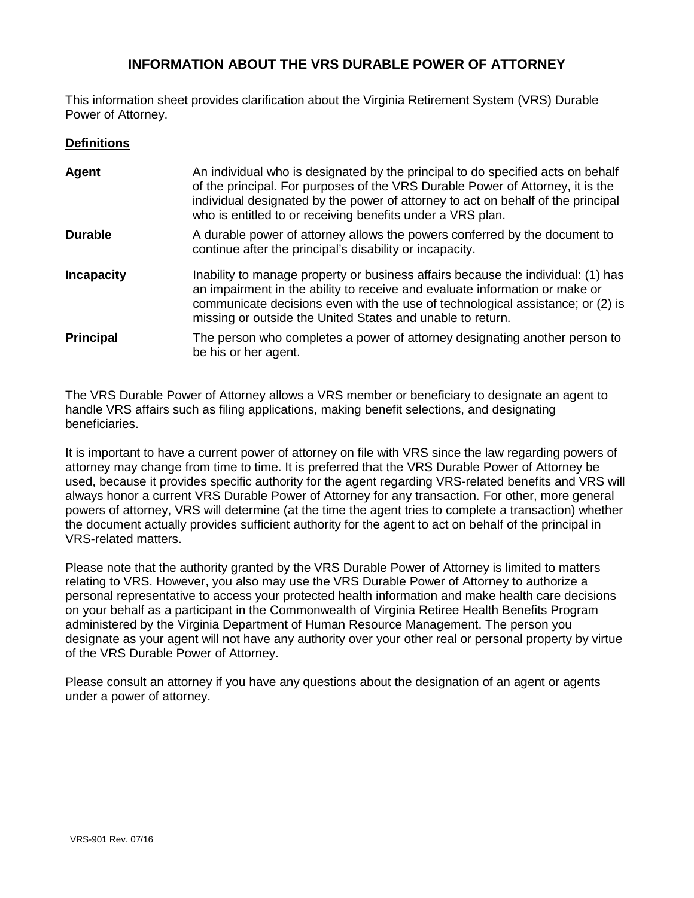# INFORMATION ABOUT THE VRS DURABLE POWER OF ATTORNEY

This information sheet provides clarification about the Virginia Retirement System (VRS) Durable Power of Attorney.

## <u>Definitions</u>

| | |
|---|---|
| **Agent** | An individual who is designated by the principal to do specified acts on behalf of the principal. For purposes of the VRS Durable Power of Attorney, it is the individual designated by the power of attorney to act on behalf of the principal who is entitled to or receiving benefits under a VRS plan. |
| **Durable** | A durable power of attorney allows the powers conferred by the document to continue after the principal's disability or incapacity. |
| **Incapacity** | Inability to manage property or business affairs because the individual: (1) has an impairment in the ability to receive and evaluate information or make or communicate decisions even with the use of technological assistance; or (2) is missing or outside the United States and unable to return. |
| **Principal** | The person who completes a power of attorney designating another person to be his or her agent. |

The VRS Durable Power of Attorney allows a VRS member or beneficiary to designate an agent to handle VRS affairs such as filing applications, making benefit selections, and designating beneficiaries.

It is important to have a current power of attorney on file with VRS since the law regarding powers of attorney may change from time to time. It is preferred that the VRS Durable Power of Attorney be used, because it provides specific authority for the agent regarding VRS-related benefits and VRS will always honor a current VRS Durable Power of Attorney for any transaction. For other, more general powers of attorney, VRS will determine (at the time the agent tries to complete a transaction) whether the document actually provides sufficient authority for the agent to act on behalf of the principal in VRS-related matters.

Please note that the authority granted by the VRS Durable Power of Attorney is limited to matters relating to VRS. However, you also may use the VRS Durable Power of Attorney to authorize a personal representative to access your protected health information and make health care decisions on your behalf as a participant in the Commonwealth of Virginia Retiree Health Benefits Program administered by the Virginia Department of Human Resource Management. The person you designate as your agent will not have any authority over your other real or personal property by virtue of the VRS Durable Power of Attorney.

Please consult an attorney if you have any questions about the designation of an agent or agents under a power of attorney.

VRS-901 Rev. 07/16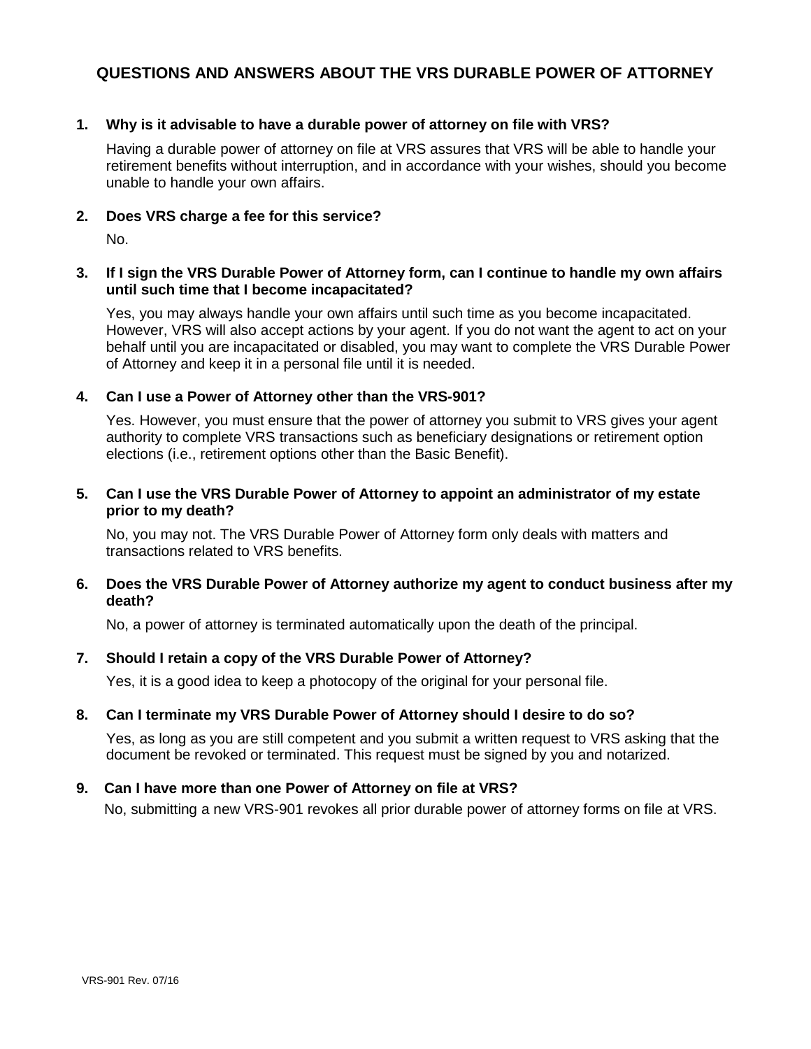# QUESTIONS AND ANSWERS ABOUT THE VRS DURABLE POWER OF ATTORNEY

**1. Why is it advisable to have a durable power of attorney on file with VRS?**

Having a durable power of attorney on file at VRS assures that VRS will be able to handle your retirement benefits without interruption, and in accordance with your wishes, should you become unable to handle your own affairs.

**2. Does VRS charge a fee for this service?**

No.

**3. If I sign the VRS Durable Power of Attorney form, can I continue to handle my own affairs until such time that I become incapacitated?**

Yes, you may always handle your own affairs until such time as you become incapacitated. However, VRS will also accept actions by your agent. If you do not want the agent to act on your behalf until you are incapacitated or disabled, you may want to complete the VRS Durable Power of Attorney and keep it in a personal file until it is needed.

**4. Can I use a Power of Attorney other than the VRS-901?**

Yes. However, you must ensure that the power of attorney you submit to VRS gives your agent authority to complete VRS transactions such as beneficiary designations or retirement option elections (i.e., retirement options other than the Basic Benefit).

**5. Can I use the VRS Durable Power of Attorney to appoint an administrator of my estate prior to my death?**

No, you may not. The VRS Durable Power of Attorney form only deals with matters and transactions related to VRS benefits.

**6. Does the VRS Durable Power of Attorney authorize my agent to conduct business after my death?**

No, a power of attorney is terminated automatically upon the death of the principal.

**7. Should I retain a copy of the VRS Durable Power of Attorney?**

Yes, it is a good idea to keep a photocopy of the original for your personal file.

**8. Can I terminate my VRS Durable Power of Attorney should I desire to do so?**

Yes, as long as you are still competent and you submit a written request to VRS asking that the document be revoked or terminated. This request must be signed by you and notarized.

**9. Can I have more than one Power of Attorney on file at VRS?**

No, submitting a new VRS-901 revokes all prior durable power of attorney forms on file at VRS.

VRS-901 Rev. 07/16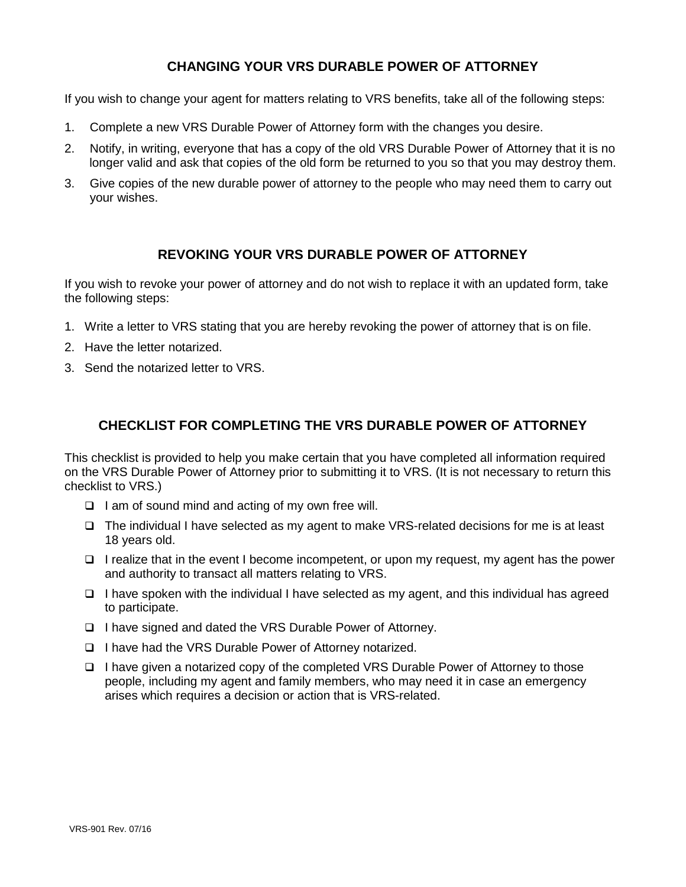## CHANGING YOUR VRS DURABLE POWER OF ATTORNEY

If you wish to change your agent for matters relating to VRS benefits, take all of the following steps:

1. Complete a new VRS Durable Power of Attorney form with the changes you desire.
2. Notify, in writing, everyone that has a copy of the old VRS Durable Power of Attorney that it is no longer valid and ask that copies of the old form be returned to you so that you may destroy them.
3. Give copies of the new durable power of attorney to the people who may need them to carry out your wishes.

## REVOKING YOUR VRS DURABLE POWER OF ATTORNEY

If you wish to revoke your power of attorney and do not wish to replace it with an updated form, take the following steps:

1. Write a letter to VRS stating that you are hereby revoking the power of attorney that is on file.
2. Have the letter notarized.
3. Send the notarized letter to VRS.

## CHECKLIST FOR COMPLETING THE VRS DURABLE POWER OF ATTORNEY

This checklist is provided to help you make certain that you have completed all information required on the VRS Durable Power of Attorney prior to submitting it to VRS. (It is not necessary to return this checklist to VRS.)

- ❑ I am of sound mind and acting of my own free will.
- ❑ The individual I have selected as my agent to make VRS-related decisions for me is at least 18 years old.
- ❑ I realize that in the event I become incompetent, or upon my request, my agent has the power and authority to transact all matters relating to VRS.
- ❑ I have spoken with the individual I have selected as my agent, and this individual has agreed to participate.
- ❑ I have signed and dated the VRS Durable Power of Attorney.
- ❑ I have had the VRS Durable Power of Attorney notarized.
- ❑ I have given a notarized copy of the completed VRS Durable Power of Attorney to those people, including my agent and family members, who may need it in case an emergency arises which requires a decision or action that is VRS-related.

VRS-901 Rev. 07/16